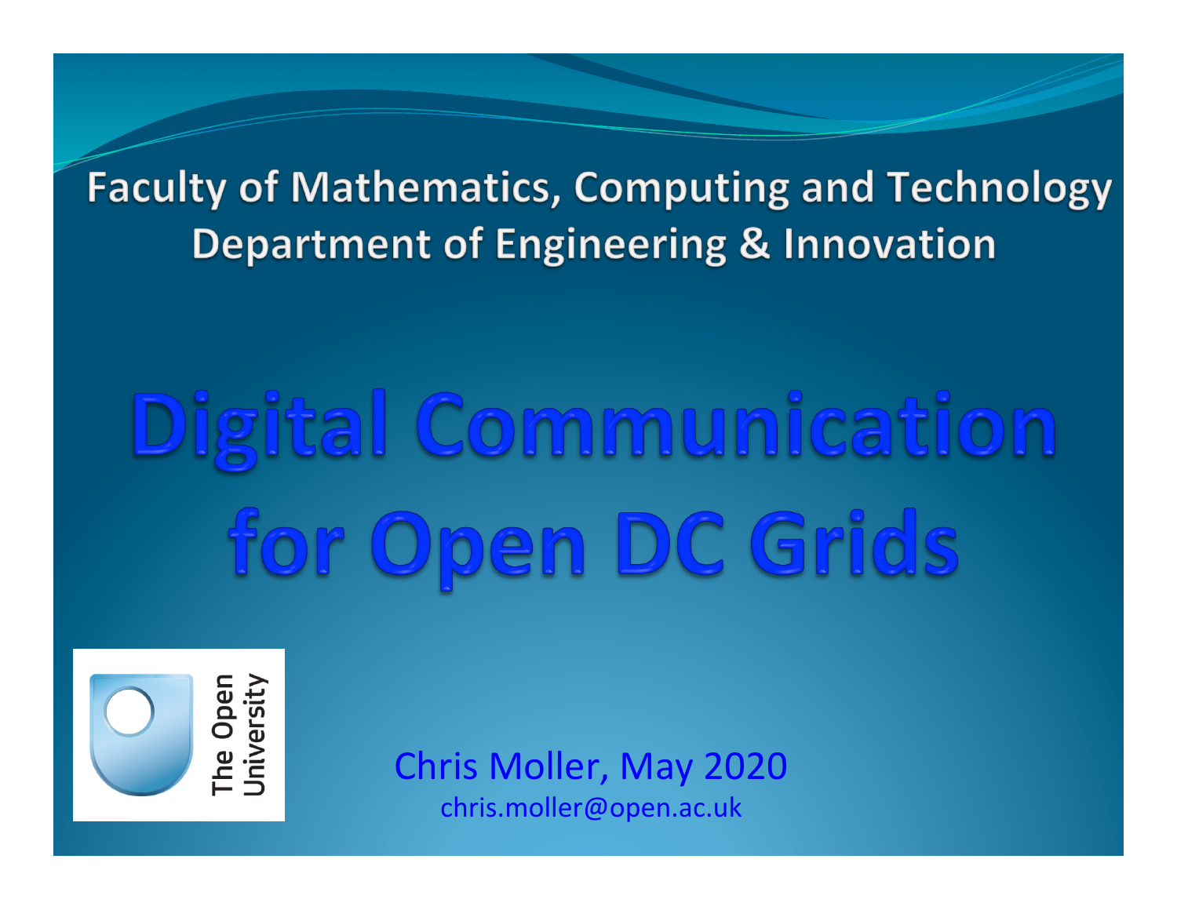Faculty of Mathematics, Computing and Technology
Department of Engineering & Innovation

# Digital Communication for Open DC Grids

The Open University

Chris Moller, May 2020
chris.moller@open.ac.uk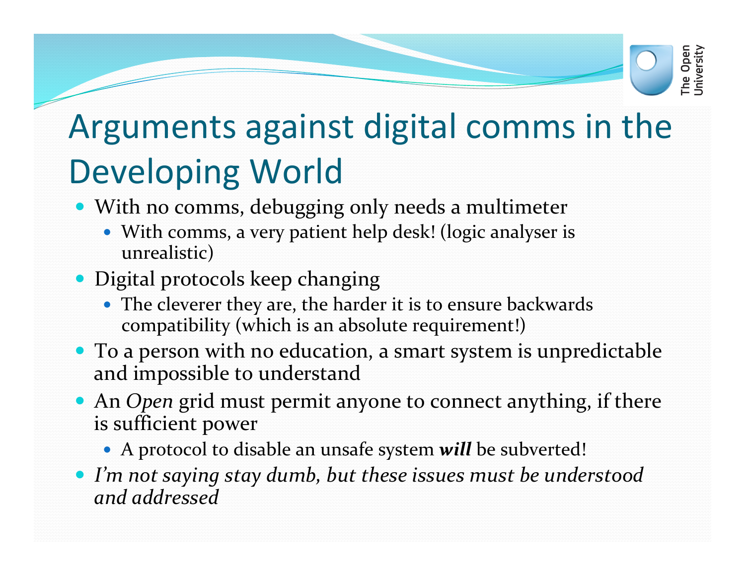# Arguments against digital comms in the Developing World

- With no comms, debugging only needs a multimeter
  - With comms, a very patient help desk! (logic analyser is unrealistic)
- Digital protocols keep changing
  - The cleverer they are, the harder it is to ensure backwards compatibility (which is an absolute requirement!)
- To a person with no education, a smart system is unpredictable and impossible to understand
- An *Open* grid must permit anyone to connect anything, if there is sufficient power
  - A protocol to disable an unsafe system ***will*** be subverted!
- *I'm not saying stay dumb, but these issues must be understood and addressed*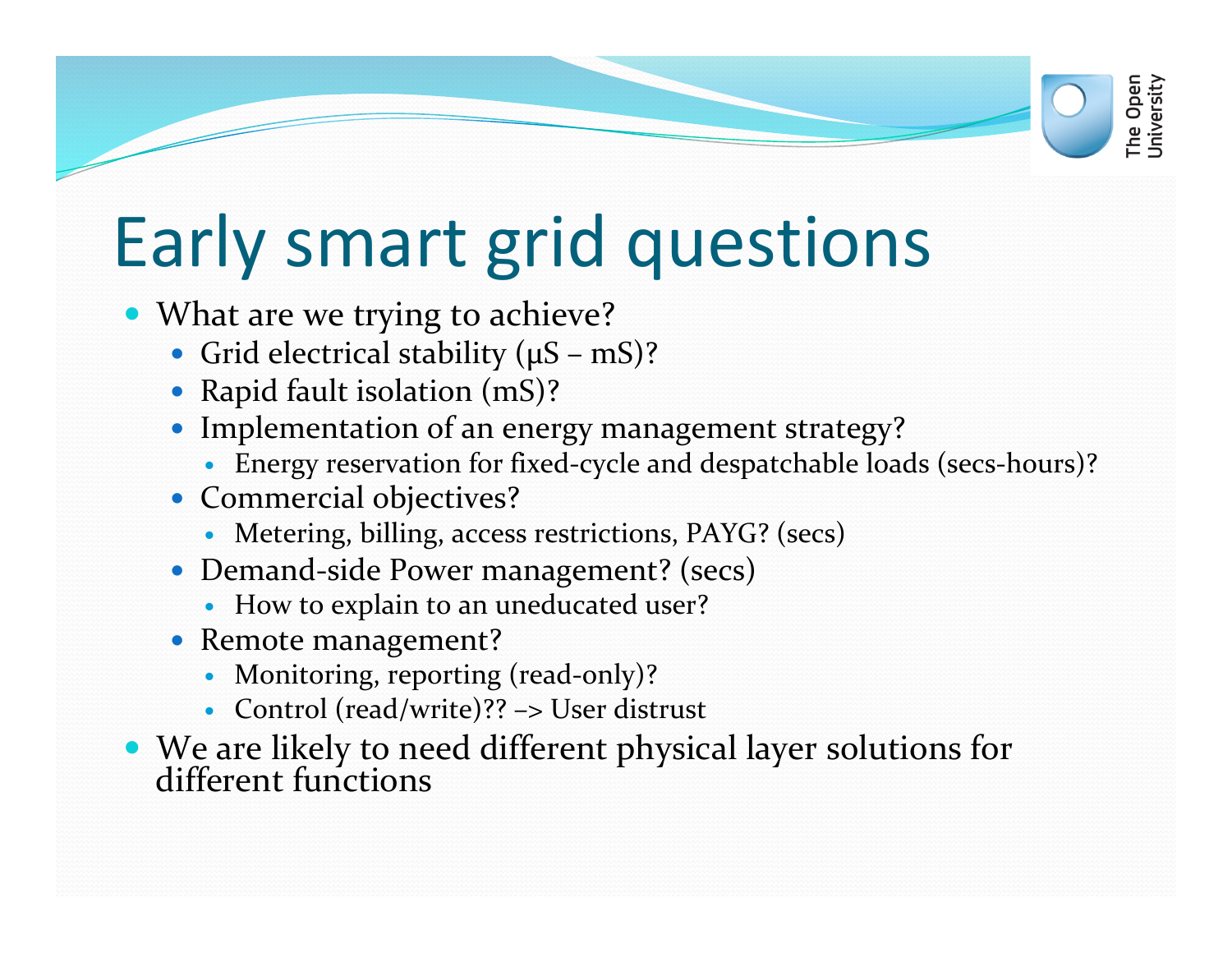# Early smart grid questions

- What are we trying to achieve?
  - Grid electrical stability (μS – mS)?
  - Rapid fault isolation (mS)?
  - Implementation of an energy management strategy?
    - Energy reservation for fixed-cycle and despatchable loads (secs-hours)?
  - Commercial objectives?
    - Metering, billing, access restrictions, PAYG? (secs)
  - Demand-side Power management? (secs)
    - How to explain to an uneducated user?
  - Remote management?
    - Monitoring, reporting (read-only)?
    - Control (read/write)?? –> User distrust
- We are likely to need different physical layer solutions for different functions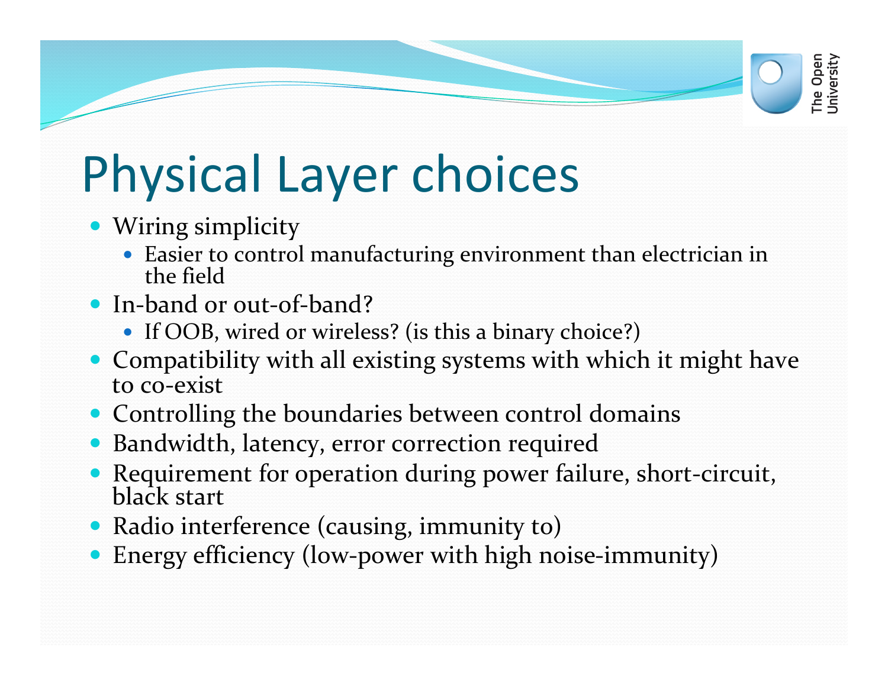# Physical Layer choices

- Wiring simplicity
  - Easier to control manufacturing environment than electrician in the field
- In-band or out-of-band?
  - If OOB, wired or wireless? (is this a binary choice?)
- Compatibility with all existing systems with which it might have to co-exist
- Controlling the boundaries between control domains
- Bandwidth, latency, error correction required
- Requirement for operation during power failure, short-circuit, black start
- Radio interference (causing, immunity to)
- Energy efficiency (low-power with high noise-immunity)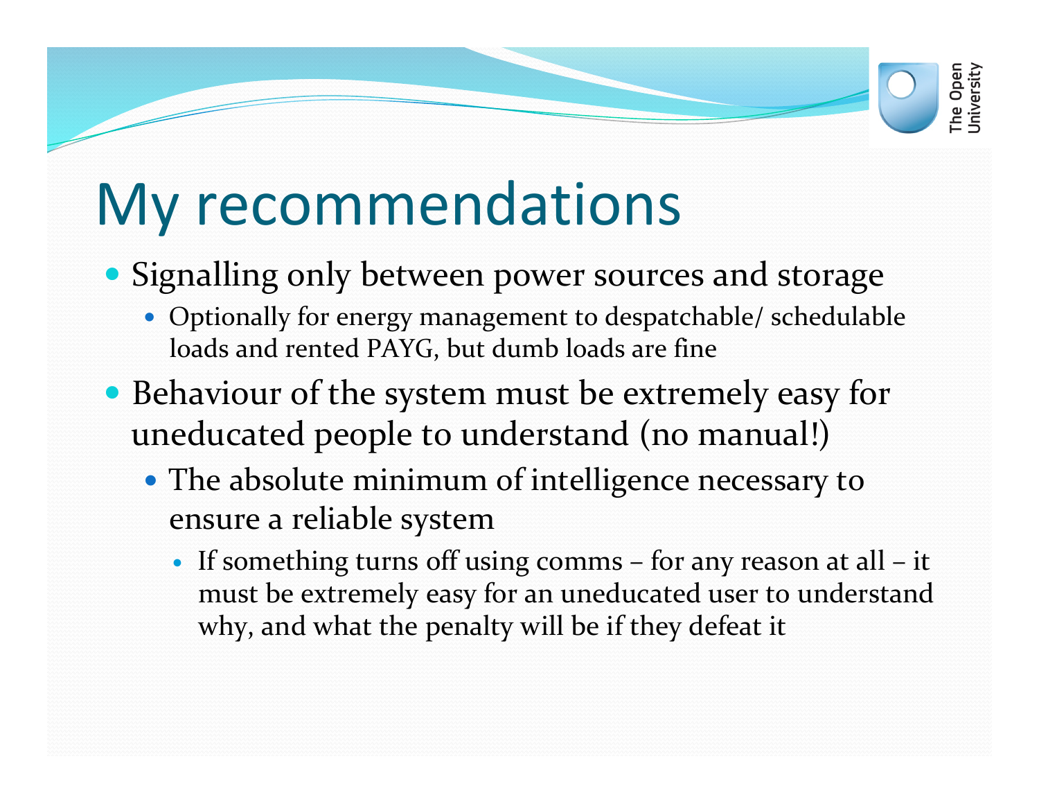# My recommendations

- Signalling only between power sources and storage
  - Optionally for energy management to despatchable/ schedulable loads and rented PAYG, but dumb loads are fine
- Behaviour of the system must be extremely easy for uneducated people to understand (no manual!)
  - The absolute minimum of intelligence necessary to ensure a reliable system
    - If something turns off using comms – for any reason at all – it must be extremely easy for an uneducated user to understand why, and what the penalty will be if they defeat it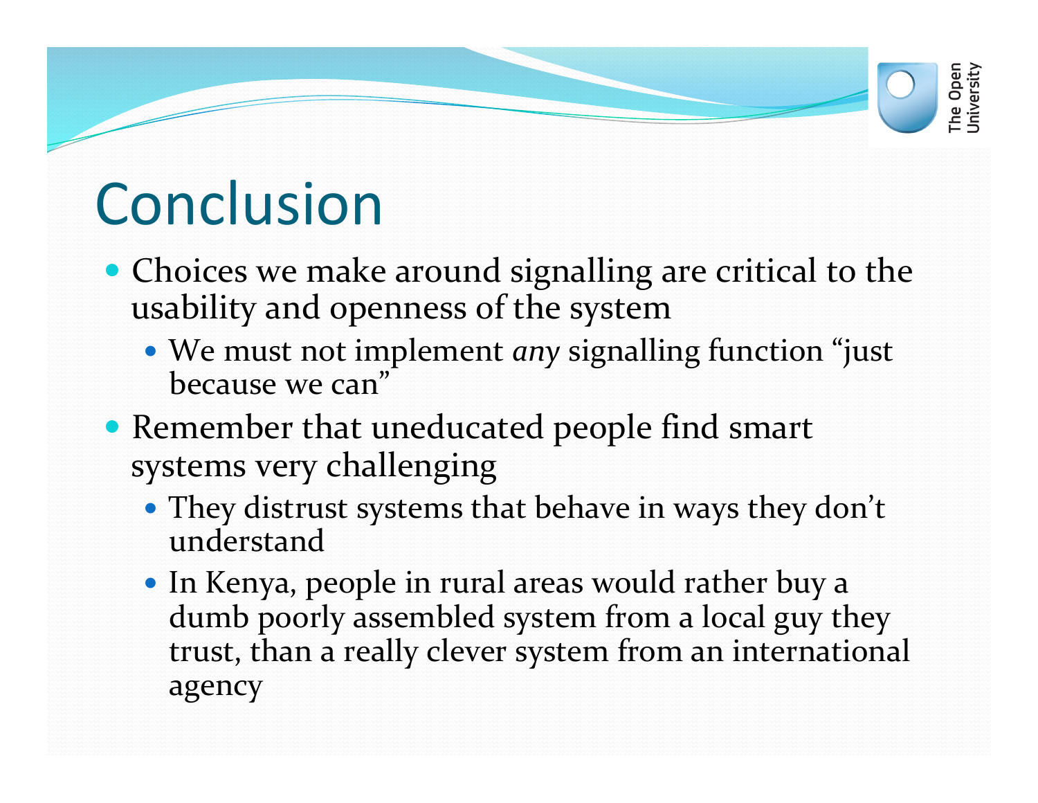# Conclusion

- Choices we make around signalling are critical to the usability and openness of the system
  - We must not implement *any* signalling function "just because we can"
- Remember that uneducated people find smart systems very challenging
  - They distrust systems that behave in ways they don't understand
  - In Kenya, people in rural areas would rather buy a dumb poorly assembled system from a local guy they trust, than a really clever system from an international agency